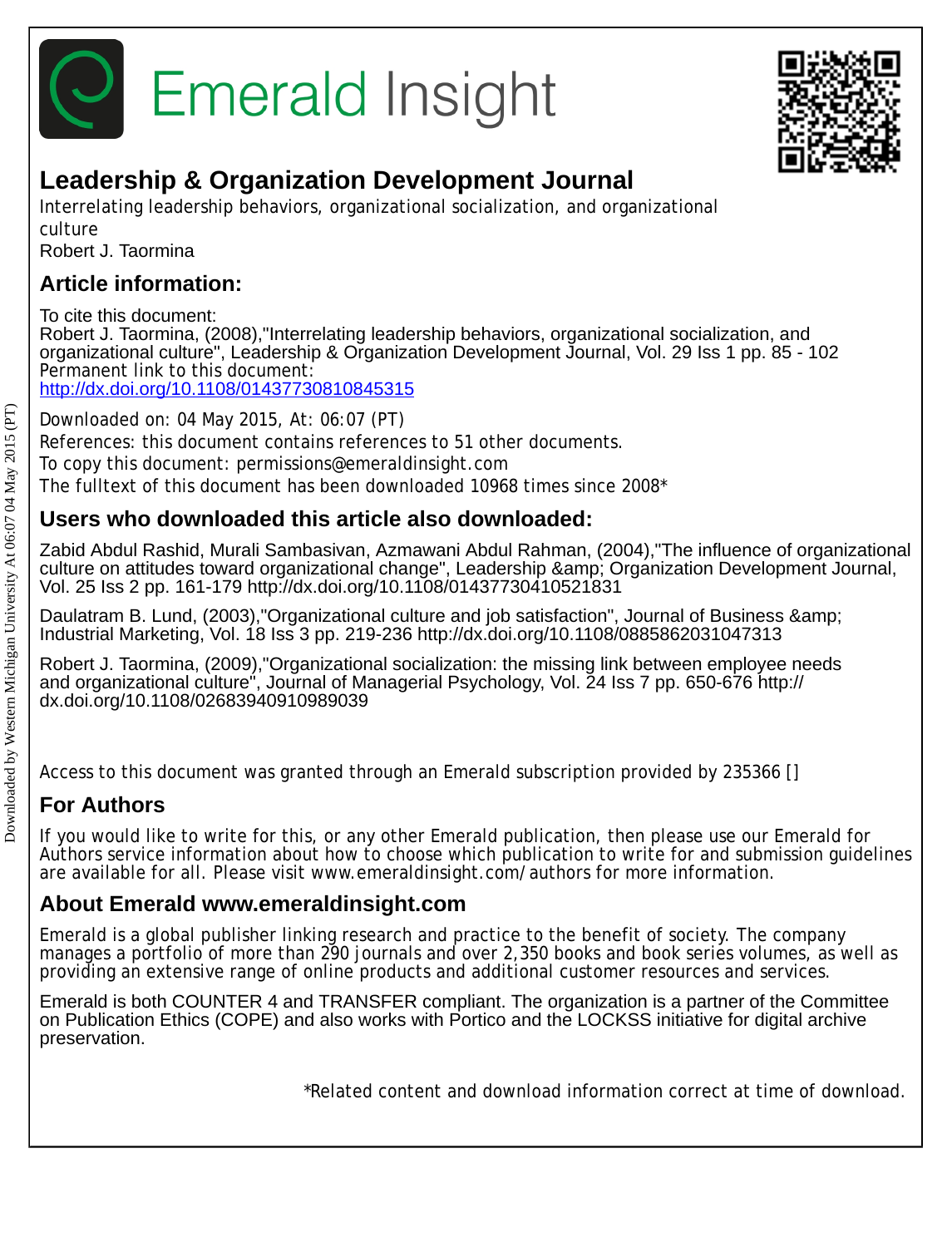# Emerald Insight

## Leadership & Organization Development Journal

Interrelating leadership behaviors, organizational socialization, and organizational culture
Robert J. Taormina

## Article information:

To cite this document:
Robert J. Taormina, (2008),"Interrelating leadership behaviors, organizational socialization, and organizational culture", Leadership & Organization Development Journal, Vol. 29 Iss 1 pp. 85 - 102
Permanent link to this document:
http://dx.doi.org/10.1108/01437730810845315

Downloaded on: 04 May 2015, At: 06:07 (PT)
References: this document contains references to 51 other documents.
To copy this document: permissions@emeraldinsight.com
The fulltext of this document has been downloaded 10968 times since 2008*

## Users who downloaded this article also downloaded:

Zabid Abdul Rashid, Murali Sambasivan, Azmawani Abdul Rahman, (2004),"The influence of organizational culture on attitudes toward organizational change", Leadership &amp; Organization Development Journal, Vol. 25 Iss 2 pp. 161-179 http://dx.doi.org/10.1108/01437730410521831

Daulatram B. Lund, (2003),"Organizational culture and job satisfaction", Journal of Business &amp; Industrial Marketing, Vol. 18 Iss 3 pp. 219-236 http://dx.doi.org/10.1108/0885862031047313

Robert J. Taormina, (2009),"Organizational socialization: the missing link between employee needs and organizational culture", Journal of Managerial Psychology, Vol. 24 Iss 7 pp. 650-676 http://dx.doi.org/10.1108/02683940910989039

Access to this document was granted through an Emerald subscription provided by 235366 []

## For Authors

If you would like to write for this, or any other Emerald publication, then please use our Emerald for Authors service information about how to choose which publication to write for and submission guidelines are available for all. Please visit www.emeraldinsight.com/authors for more information.

## About Emerald www.emeraldinsight.com

Emerald is a global publisher linking research and practice to the benefit of society. The company manages a portfolio of more than 290 journals and over 2,350 books and book series volumes, as well as providing an extensive range of online products and additional customer resources and services.

Emerald is both COUNTER 4 and TRANSFER compliant. The organization is a partner of the Committee on Publication Ethics (COPE) and also works with Portico and the LOCKSS initiative for digital archive preservation.

*Related content and download information correct at time of download.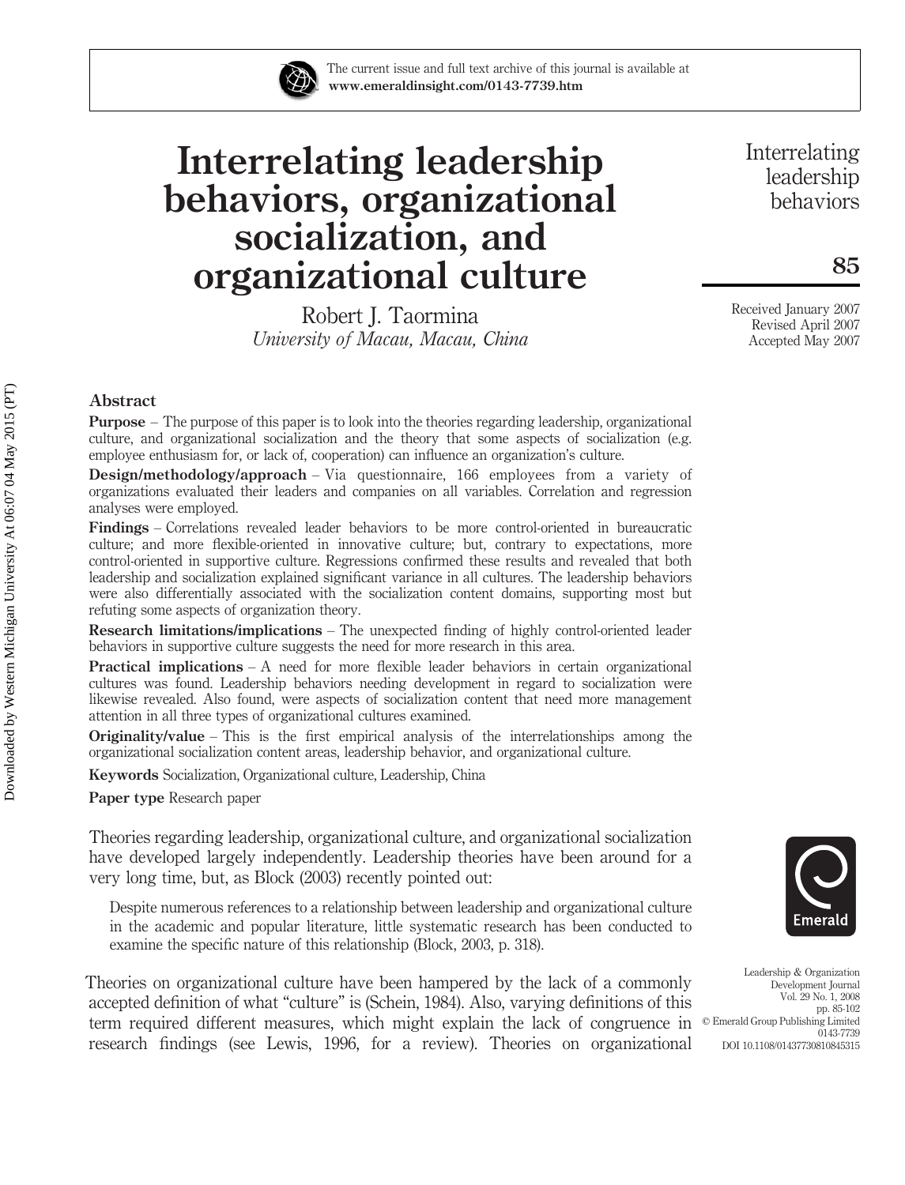# Interrelating leadership behaviors, organizational socialization, and organizational culture

Robert J. Taormina

*University of Macau, Macau, China*

Received January 2007
Revised April 2007
Accepted May 2007

## Abstract

**Purpose** – The purpose of this paper is to look into the theories regarding leadership, organizational culture, and organizational socialization and the theory that some aspects of socialization (e.g. employee enthusiasm for, or lack of, cooperation) can influence an organization's culture.

**Design/methodology/approach** – Via questionnaire, 166 employees from a variety of organizations evaluated their leaders and companies on all variables. Correlation and regression analyses were employed.

**Findings** – Correlations revealed leader behaviors to be more control-oriented in bureaucratic culture; and more flexible-oriented in innovative culture; but, contrary to expectations, more control-oriented in supportive culture. Regressions confirmed these results and revealed that both leadership and socialization explained significant variance in all cultures. The leadership behaviors were also differentially associated with the socialization content domains, supporting most but refuting some aspects of organization theory.

**Research limitations/implications** – The unexpected finding of highly control-oriented leader behaviors in supportive culture suggests the need for more research in this area.

**Practical implications** – A need for more flexible leader behaviors in certain organizational cultures was found. Leadership behaviors needing development in regard to socialization were likewise revealed. Also found, were aspects of socialization content that need more management attention in all three types of organizational cultures examined.

**Originality/value** – This is the first empirical analysis of the interrelationships among the organizational socialization content areas, leadership behavior, and organizational culture.

**Keywords** Socialization, Organizational culture, Leadership, China

**Paper type** Research paper

Theories regarding leadership, organizational culture, and organizational socialization have developed largely independently. Leadership theories have been around for a very long time, but, as Block (2003) recently pointed out:

> Despite numerous references to a relationship between leadership and organizational culture in the academic and popular literature, little systematic research has been conducted to examine the specific nature of this relationship (Block, 2003, p. 318).

Theories on organizational culture have been hampered by the lack of a commonly accepted definition of what "culture" is (Schein, 1984). Also, varying definitions of this term required different measures, which might explain the lack of congruence in research findings (see Lewis, 1996, for a review). Theories on organizational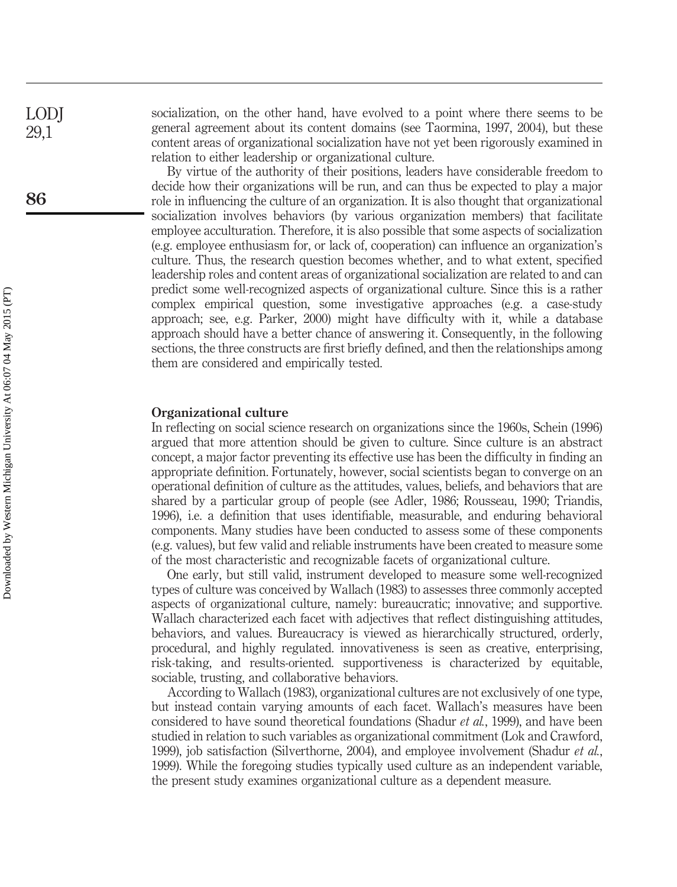socialization, on the other hand, have evolved to a point where there seems to be general agreement about its content domains (see Taormina, 1997, 2004), but these content areas of organizational socialization have not yet been rigorously examined in relation to either leadership or organizational culture.

By virtue of the authority of their positions, leaders have considerable freedom to decide how their organizations will be run, and can thus be expected to play a major role in influencing the culture of an organization. It is also thought that organizational socialization involves behaviors (by various organization members) that facilitate employee acculturation. Therefore, it is also possible that some aspects of socialization (e.g. employee enthusiasm for, or lack of, cooperation) can influence an organization's culture. Thus, the research question becomes whether, and to what extent, specified leadership roles and content areas of organizational socialization are related to and can predict some well-recognized aspects of organizational culture. Since this is a rather complex empirical question, some investigative approaches (e.g. a case-study approach; see, e.g. Parker, 2000) might have difficulty with it, while a database approach should have a better chance of answering it. Consequently, in the following sections, the three constructs are first briefly defined, and then the relationships among them are considered and empirically tested.

## Organizational culture

In reflecting on social science research on organizations since the 1960s, Schein (1996) argued that more attention should be given to culture. Since culture is an abstract concept, a major factor preventing its effective use has been the difficulty in finding an appropriate definition. Fortunately, however, social scientists began to converge on an operational definition of culture as the attitudes, values, beliefs, and behaviors that are shared by a particular group of people (see Adler, 1986; Rousseau, 1990; Triandis, 1996), i.e. a definition that uses identifiable, measurable, and enduring behavioral components. Many studies have been conducted to assess some of these components (e.g. values), but few valid and reliable instruments have been created to measure some of the most characteristic and recognizable facets of organizational culture.

One early, but still valid, instrument developed to measure some well-recognized types of culture was conceived by Wallach (1983) to assesses three commonly accepted aspects of organizational culture, namely: bureaucratic; innovative; and supportive. Wallach characterized each facet with adjectives that reflect distinguishing attitudes, behaviors, and values. Bureaucracy is viewed as hierarchically structured, orderly, procedural, and highly regulated. innovativeness is seen as creative, enterprising, risk-taking, and results-oriented. supportiveness is characterized by equitable, sociable, trusting, and collaborative behaviors.

According to Wallach (1983), organizational cultures are not exclusively of one type, but instead contain varying amounts of each facet. Wallach's measures have been considered to have sound theoretical foundations (Shadur *et al.*, 1999), and have been studied in relation to such variables as organizational commitment (Lok and Crawford, 1999), job satisfaction (Silverthorne, 2004), and employee involvement (Shadur *et al.*, 1999). While the foregoing studies typically used culture as an independent variable, the present study examines organizational culture as a dependent measure.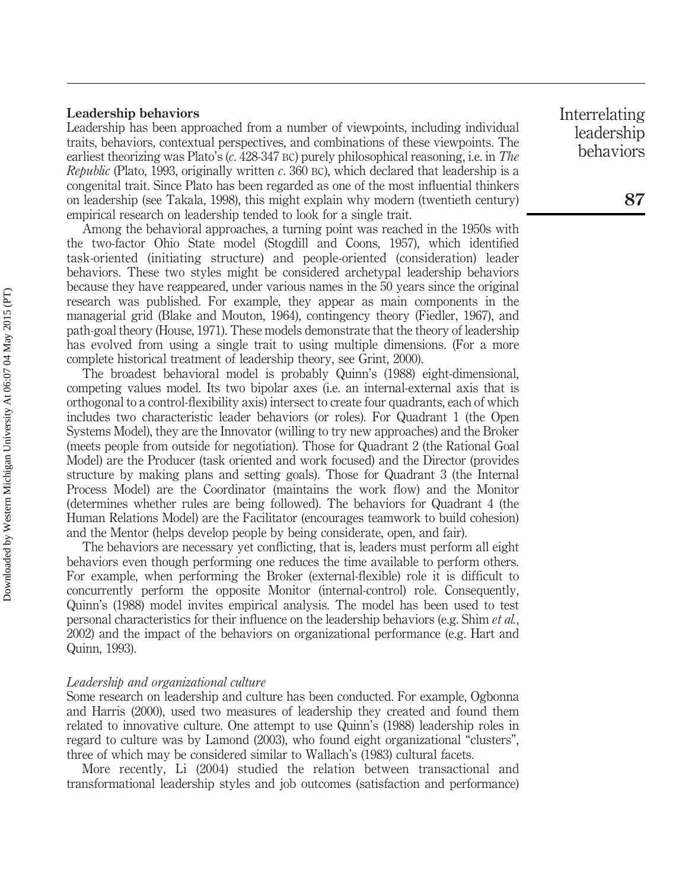## Leadership behaviors

Leadership has been approached from a number of viewpoints, including individual traits, behaviors, contextual perspectives, and combinations of these viewpoints. The earliest theorizing was Plato's (*c*. 428-347 BC) purely philosophical reasoning, i.e. in *The Republic* (Plato, 1993, originally written *c*. 360 BC), which declared that leadership is a congenital trait. Since Plato has been regarded as one of the most influential thinkers on leadership (see Takala, 1998), this might explain why modern (twentieth century) empirical research on leadership tended to look for a single trait.

Among the behavioral approaches, a turning point was reached in the 1950s with the two-factor Ohio State model (Stogdill and Coons, 1957), which identified task-oriented (initiating structure) and people-oriented (consideration) leader behaviors. These two styles might be considered archetypal leadership behaviors because they have reappeared, under various names in the 50 years since the original research was published. For example, they appear as main components in the managerial grid (Blake and Mouton, 1964), contingency theory (Fiedler, 1967), and path-goal theory (House, 1971). These models demonstrate that the theory of leadership has evolved from using a single trait to using multiple dimensions. (For a more complete historical treatment of leadership theory, see Grint, 2000).

The broadest behavioral model is probably Quinn's (1988) eight-dimensional, competing values model. Its two bipolar axes (i.e. an internal-external axis that is orthogonal to a control-flexibility axis) intersect to create four quadrants, each of which includes two characteristic leader behaviors (or roles). For Quadrant 1 (the Open Systems Model), they are the Innovator (willing to try new approaches) and the Broker (meets people from outside for negotiation). Those for Quadrant 2 (the Rational Goal Model) are the Producer (task oriented and work focused) and the Director (provides structure by making plans and setting goals). Those for Quadrant 3 (the Internal Process Model) are the Coordinator (maintains the work flow) and the Monitor (determines whether rules are being followed). The behaviors for Quadrant 4 (the Human Relations Model) are the Facilitator (encourages teamwork to build cohesion) and the Mentor (helps develop people by being considerate, open, and fair).

The behaviors are necessary yet conflicting, that is, leaders must perform all eight behaviors even though performing one reduces the time available to perform others. For example, when performing the Broker (external-flexible) role it is difficult to concurrently perform the opposite Monitor (internal-control) role. Consequently, Quinn's (1988) model invites empirical analysis. The model has been used to test personal characteristics for their influence on the leadership behaviors (e.g. Shim *et al.*, 2002) and the impact of the behaviors on organizational performance (e.g. Hart and Quinn, 1993).

### *Leadership and organizational culture*

Some research on leadership and culture has been conducted. For example, Ogbonna and Harris (2000), used two measures of leadership they created and found them related to innovative culture. One attempt to use Quinn's (1988) leadership roles in regard to culture was by Lamond (2003), who found eight organizational "clusters", three of which may be considered similar to Wallach's (1983) cultural facets.

More recently, Li (2004) studied the relation between transactional and transformational leadership styles and job outcomes (satisfaction and performance)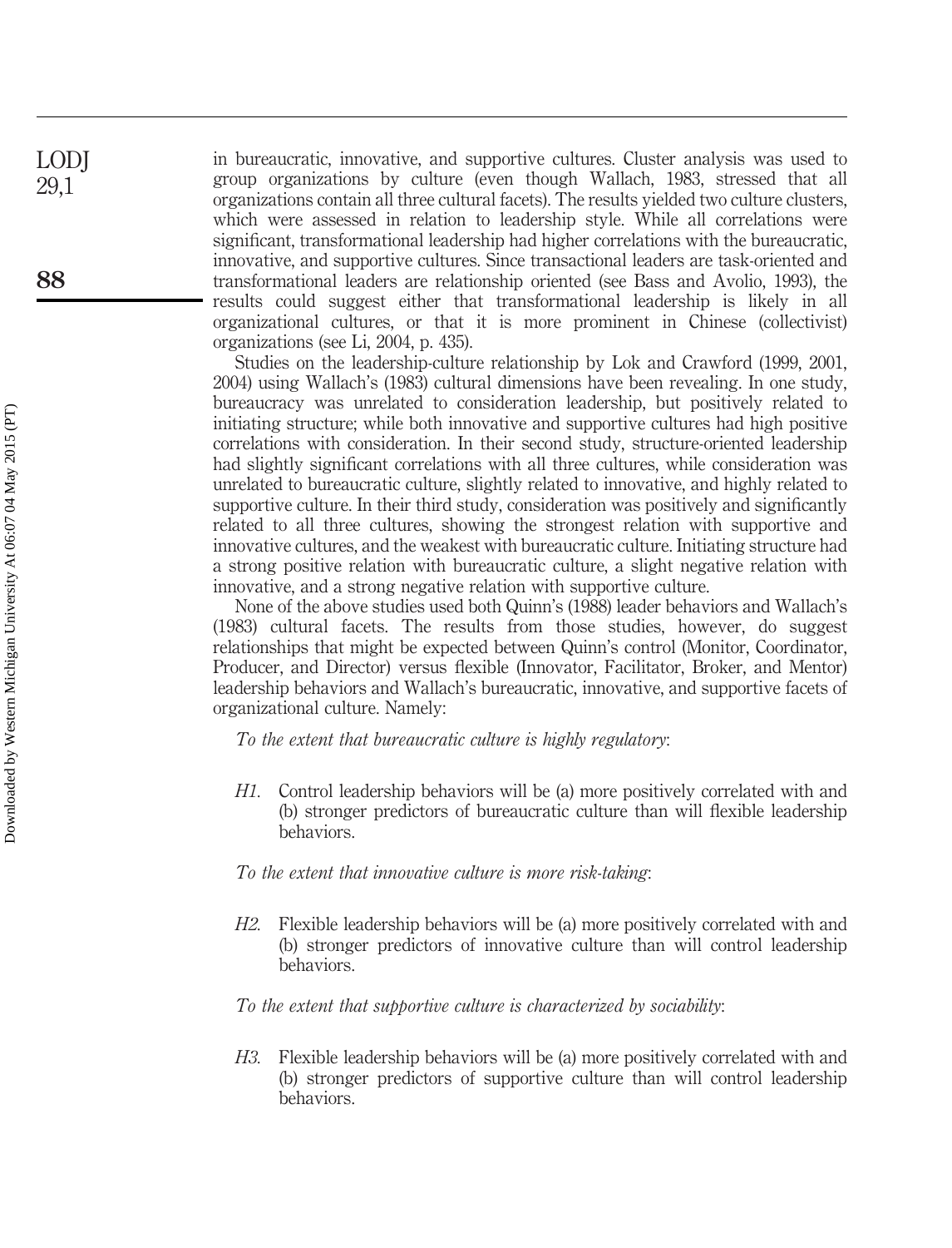in bureaucratic, innovative, and supportive cultures. Cluster analysis was used to group organizations by culture (even though Wallach, 1983, stressed that all organizations contain all three cultural facets). The results yielded two culture clusters, which were assessed in relation to leadership style. While all correlations were significant, transformational leadership had higher correlations with the bureaucratic, innovative, and supportive cultures. Since transactional leaders are task-oriented and transformational leaders are relationship oriented (see Bass and Avolio, 1993), the results could suggest either that transformational leadership is likely in all organizational cultures, or that it is more prominent in Chinese (collectivist) organizations (see Li, 2004, p. 435).

Studies on the leadership-culture relationship by Lok and Crawford (1999, 2001, 2004) using Wallach's (1983) cultural dimensions have been revealing. In one study, bureaucracy was unrelated to consideration leadership, but positively related to initiating structure; while both innovative and supportive cultures had high positive correlations with consideration. In their second study, structure-oriented leadership had slightly significant correlations with all three cultures, while consideration was unrelated to bureaucratic culture, slightly related to innovative, and highly related to supportive culture. In their third study, consideration was positively and significantly related to all three cultures, showing the strongest relation with supportive and innovative cultures, and the weakest with bureaucratic culture. Initiating structure had a strong positive relation with bureaucratic culture, a slight negative relation with innovative, and a strong negative relation with supportive culture.

None of the above studies used both Quinn's (1988) leader behaviors and Wallach's (1983) cultural facets. The results from those studies, however, do suggest relationships that might be expected between Quinn's control (Monitor, Coordinator, Producer, and Director) versus flexible (Innovator, Facilitator, Broker, and Mentor) leadership behaviors and Wallach's bureaucratic, innovative, and supportive facets of organizational culture. Namely:

*To the extent that bureaucratic culture is highly regulatory*:

*H1.* Control leadership behaviors will be (a) more positively correlated with and (b) stronger predictors of bureaucratic culture than will flexible leadership behaviors.

*To the extent that innovative culture is more risk-taking*:

*H2.* Flexible leadership behaviors will be (a) more positively correlated with and (b) stronger predictors of innovative culture than will control leadership behaviors.

*To the extent that supportive culture is characterized by sociability*:

*H3.* Flexible leadership behaviors will be (a) more positively correlated with and (b) stronger predictors of supportive culture than will control leadership behaviors.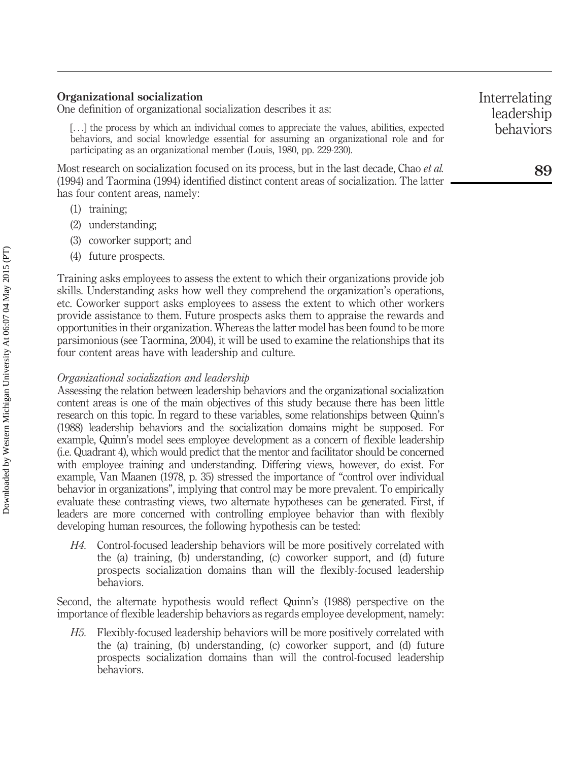## Organizational socialization

One definition of organizational socialization describes it as:

> [. . .] the process by which an individual comes to appreciate the values, abilities, expected behaviors, and social knowledge essential for assuming an organizational role and for participating as an organizational member (Louis, 1980, pp. 229-230).

Most research on socialization focused on its process, but in the last decade, Chao *et al.* (1994) and Taormina (1994) identified distinct content areas of socialization. The latter has four content areas, namely:

1. training;
2. understanding;
3. coworker support; and
4. future prospects.

Training asks employees to assess the extent to which their organizations provide job skills. Understanding asks how well they comprehend the organization's operations, etc. Coworker support asks employees to assess the extent to which other workers provide assistance to them. Future prospects asks them to appraise the rewards and opportunities in their organization. Whereas the latter model has been found to be more parsimonious (see Taormina, 2004), it will be used to examine the relationships that its four content areas have with leadership and culture.

### *Organizational socialization and leadership*

Assessing the relation between leadership behaviors and the organizational socialization content areas is one of the main objectives of this study because there has been little research on this topic. In regard to these variables, some relationships between Quinn's (1988) leadership behaviors and the socialization domains might be supposed. For example, Quinn's model sees employee development as a concern of flexible leadership (i.e. Quadrant 4), which would predict that the mentor and facilitator should be concerned with employee training and understanding. Differing views, however, do exist. For example, Van Maanen (1978, p. 35) stressed the importance of "control over individual behavior in organizations", implying that control may be more prevalent. To empirically evaluate these contrasting views, two alternate hypotheses can be generated. First, if leaders are more concerned with controlling employee behavior than with flexibly developing human resources, the following hypothesis can be tested:

*H4*. Control-focused leadership behaviors will be more positively correlated with the (a) training, (b) understanding, (c) coworker support, and (d) future prospects socialization domains than will the flexibly-focused leadership behaviors.

Second, the alternate hypothesis would reflect Quinn's (1988) perspective on the importance of flexible leadership behaviors as regards employee development, namely:

*H5*. Flexibly-focused leadership behaviors will be more positively correlated with the (a) training, (b) understanding, (c) coworker support, and (d) future prospects socialization domains than will the control-focused leadership behaviors.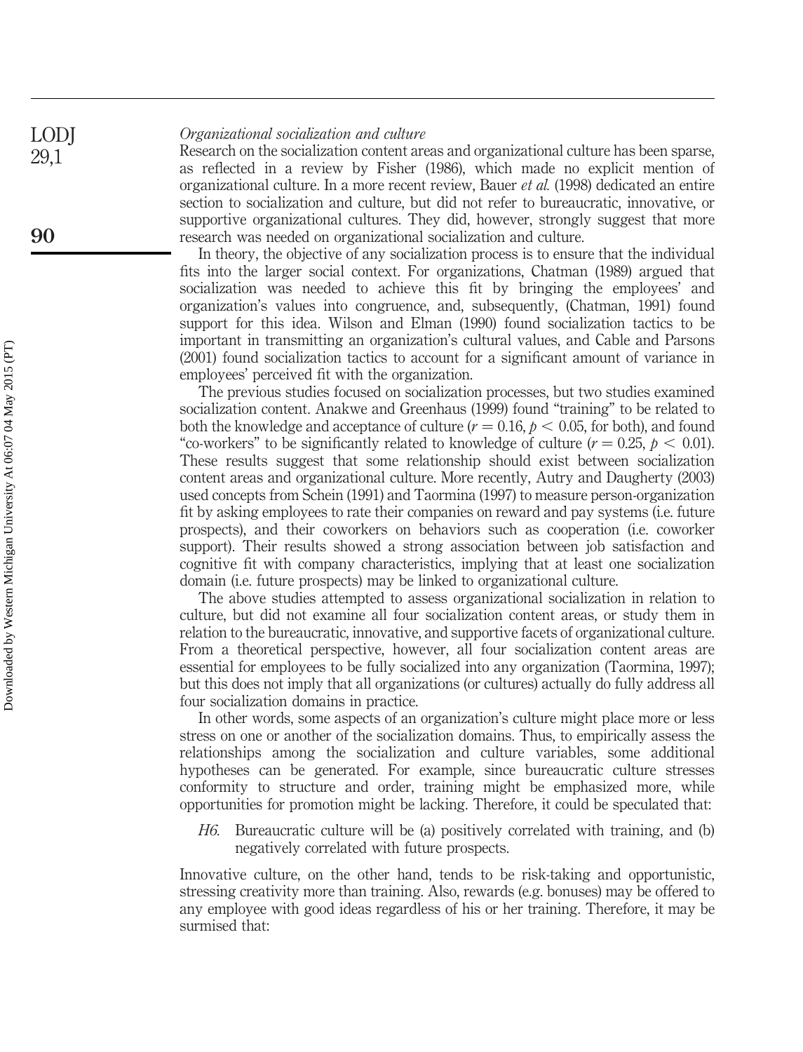*Organizational socialization and culture*

Research on the socialization content areas and organizational culture has been sparse, as reflected in a review by Fisher (1986), which made no explicit mention of organizational culture. In a more recent review, Bauer *et al.* (1998) dedicated an entire section to socialization and culture, but did not refer to bureaucratic, innovative, or supportive organizational cultures. They did, however, strongly suggest that more research was needed on organizational socialization and culture.

In theory, the objective of any socialization process is to ensure that the individual fits into the larger social context. For organizations, Chatman (1989) argued that socialization was needed to achieve this fit by bringing the employees' and organization's values into congruence, and, subsequently, (Chatman, 1991) found support for this idea. Wilson and Elman (1990) found socialization tactics to be important in transmitting an organization's cultural values, and Cable and Parsons (2001) found socialization tactics to account for a significant amount of variance in employees' perceived fit with the organization.

The previous studies focused on socialization processes, but two studies examined socialization content. Anakwe and Greenhaus (1999) found "training" to be related to both the knowledge and acceptance of culture ($r = 0.16$, $p < 0.05$, for both), and found "co-workers" to be significantly related to knowledge of culture ($r = 0.25$, $p < 0.01$). These results suggest that some relationship should exist between socialization content areas and organizational culture. More recently, Autry and Daugherty (2003) used concepts from Schein (1991) and Taormina (1997) to measure person-organization fit by asking employees to rate their companies on reward and pay systems (i.e. future prospects), and their coworkers on behaviors such as cooperation (i.e. coworker support). Their results showed a strong association between job satisfaction and cognitive fit with company characteristics, implying that at least one socialization domain (i.e. future prospects) may be linked to organizational culture.

The above studies attempted to assess organizational socialization in relation to culture, but did not examine all four socialization content areas, or study them in relation to the bureaucratic, innovative, and supportive facets of organizational culture. From a theoretical perspective, however, all four socialization content areas are essential for employees to be fully socialized into any organization (Taormina, 1997); but this does not imply that all organizations (or cultures) actually do fully address all four socialization domains in practice.

In other words, some aspects of an organization's culture might place more or less stress on one or another of the socialization domains. Thus, to empirically assess the relationships among the socialization and culture variables, some additional hypotheses can be generated. For example, since bureaucratic culture stresses conformity to structure and order, training might be emphasized more, while opportunities for promotion might be lacking. Therefore, it could be speculated that:

> *H6.* Bureaucratic culture will be (a) positively correlated with training, and (b) negatively correlated with future prospects.

Innovative culture, on the other hand, tends to be risk-taking and opportunistic, stressing creativity more than training. Also, rewards (e.g. bonuses) may be offered to any employee with good ideas regardless of his or her training. Therefore, it may be surmised that: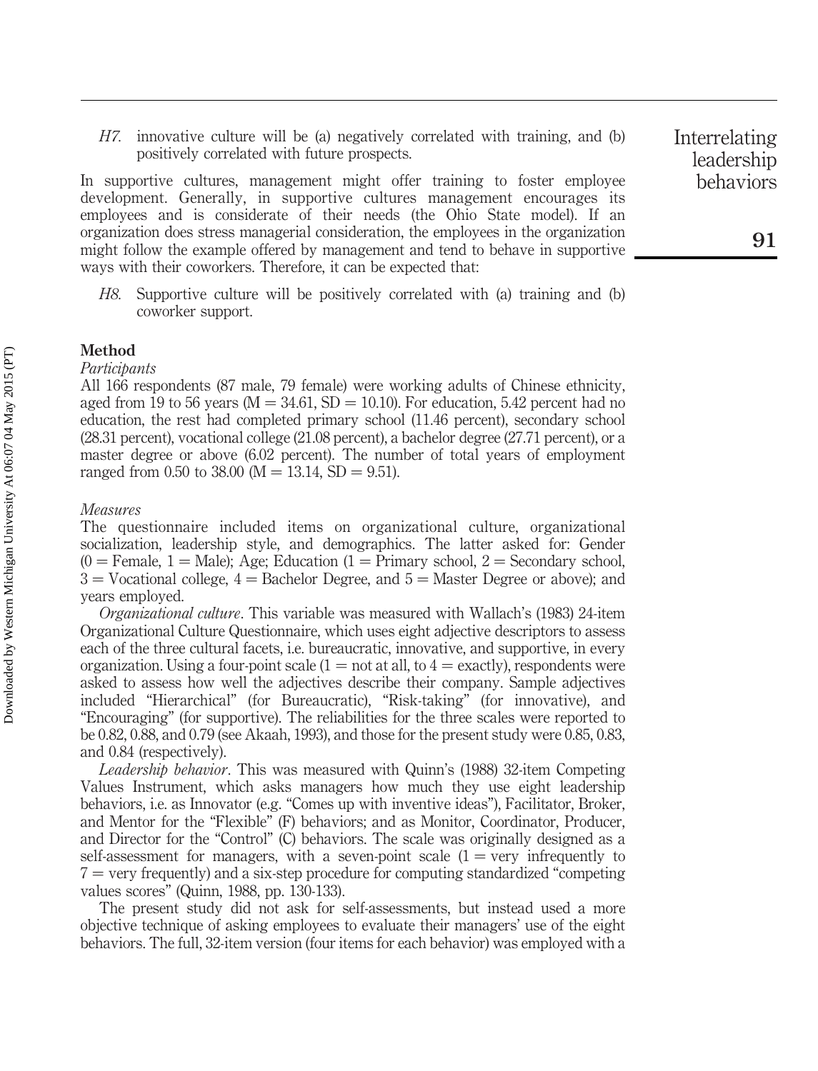*H7.* innovative culture will be (a) negatively correlated with training, and (b) positively correlated with future prospects.

In supportive cultures, management might offer training to foster employee development. Generally, in supportive cultures management encourages its employees and is considerate of their needs (the Ohio State model). If an organization does stress managerial consideration, the employees in the organization might follow the example offered by management and tend to behave in supportive ways with their coworkers. Therefore, it can be expected that:

*H8.* Supportive culture will be positively correlated with (a) training and (b) coworker support.

## Method

### *Participants*

All 166 respondents (87 male, 79 female) were working adults of Chinese ethnicity, aged from 19 to 56 years (M = 34.61, SD = 10.10). For education, 5.42 percent had no education, the rest had completed primary school (11.46 percent), secondary school (28.31 percent), vocational college (21.08 percent), a bachelor degree (27.71 percent), or a master degree or above (6.02 percent). The number of total years of employment ranged from 0.50 to 38.00 (M = 13.14, SD = 9.51).

### *Measures*

The questionnaire included items on organizational culture, organizational socialization, leadership style, and demographics. The latter asked for: Gender (0 = Female, 1 = Male); Age; Education (1 = Primary school, 2 = Secondary school, 3 = Vocational college, 4 = Bachelor Degree, and 5 = Master Degree or above); and years employed.

*Organizational culture*. This variable was measured with Wallach's (1983) 24-item Organizational Culture Questionnaire, which uses eight adjective descriptors to assess each of the three cultural facets, i.e. bureaucratic, innovative, and supportive, in every organization. Using a four-point scale (1 = not at all, to 4 = exactly), respondents were asked to assess how well the adjectives describe their company. Sample adjectives included "Hierarchical" (for Bureaucratic), "Risk-taking" (for innovative), and "Encouraging" (for supportive). The reliabilities for the three scales were reported to be 0.82, 0.88, and 0.79 (see Akaah, 1993), and those for the present study were 0.85, 0.83, and 0.84 (respectively).

*Leadership behavior*. This was measured with Quinn's (1988) 32-item Competing Values Instrument, which asks managers how much they use eight leadership behaviors, i.e. as Innovator (e.g. "Comes up with inventive ideas"), Facilitator, Broker, and Mentor for the "Flexible" (F) behaviors; and as Monitor, Coordinator, Producer, and Director for the "Control" (C) behaviors. The scale was originally designed as a self-assessment for managers, with a seven-point scale (1 = very infrequently to 7 = very frequently) and a six-step procedure for computing standardized "competing values scores" (Quinn, 1988, pp. 130-133).

The present study did not ask for self-assessments, but instead used a more objective technique of asking employees to evaluate their managers' use of the eight behaviors. The full, 32-item version (four items for each behavior) was employed with a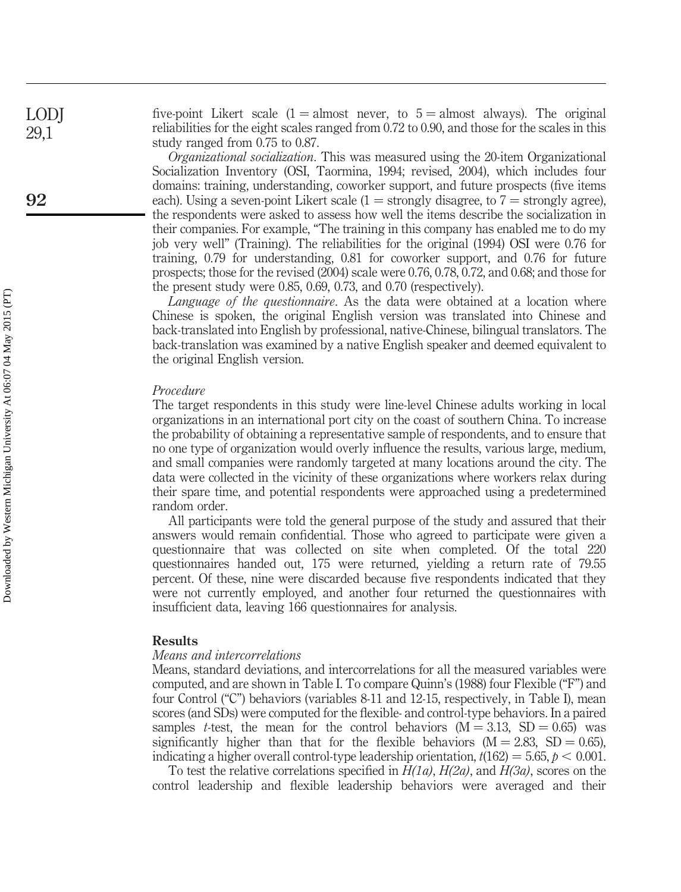five-point Likert scale (1 = almost never, to 5 = almost always). The original reliabilities for the eight scales ranged from 0.72 to 0.90, and those for the scales in this study ranged from 0.75 to 0.87.

*Organizational socialization*. This was measured using the 20-item Organizational Socialization Inventory (OSI, Taormina, 1994; revised, 2004), which includes four domains: training, understanding, coworker support, and future prospects (five items each). Using a seven-point Likert scale (1 = strongly disagree, to 7 = strongly agree), the respondents were asked to assess how well the items describe the socialization in their companies. For example, "The training in this company has enabled me to do my job very well" (Training). The reliabilities for the original (1994) OSI were 0.76 for training, 0.79 for understanding, 0.81 for coworker support, and 0.76 for future prospects; those for the revised (2004) scale were 0.76, 0.78, 0.72, and 0.68; and those for the present study were 0.85, 0.69, 0.73, and 0.70 (respectively).

*Language of the questionnaire*. As the data were obtained at a location where Chinese is spoken, the original English version was translated into Chinese and back-translated into English by professional, native-Chinese, bilingual translators. The back-translation was examined by a native English speaker and deemed equivalent to the original English version.

### Procedure

The target respondents in this study were line-level Chinese adults working in local organizations in an international port city on the coast of southern China. To increase the probability of obtaining a representative sample of respondents, and to ensure that no one type of organization would overly influence the results, various large, medium, and small companies were randomly targeted at many locations around the city. The data were collected in the vicinity of these organizations where workers relax during their spare time, and potential respondents were approached using a predetermined random order.

All participants were told the general purpose of the study and assured that their answers would remain confidential. Those who agreed to participate were given a questionnaire that was collected on site when completed. Of the total 220 questionnaires handed out, 175 were returned, yielding a return rate of 79.55 percent. Of these, nine were discarded because five respondents indicated that they were not currently employed, and another four returned the questionnaires with insufficient data, leaving 166 questionnaires for analysis.

## Results

### Means and intercorrelations

Means, standard deviations, and intercorrelations for all the measured variables were computed, and are shown in Table I. To compare Quinn's (1988) four Flexible ("F") and four Control ("C") behaviors (variables 8-11 and 12-15, respectively, in Table I), mean scores (and SDs) were computed for the flexible- and control-type behaviors. In a paired samples $t$-test, the mean for the control behaviors (M = 3.13, SD = 0.65) was significantly higher than that for the flexible behaviors (M = 2.83, SD = 0.65), indicating a higher overall control-type leadership orientation, $t(162) = 5.65, p < 0.001$.

To test the relative correlations specified in *H(1a)*, *H(2a)*, and *H(3a)*, scores on the control leadership and flexible leadership behaviors were averaged and their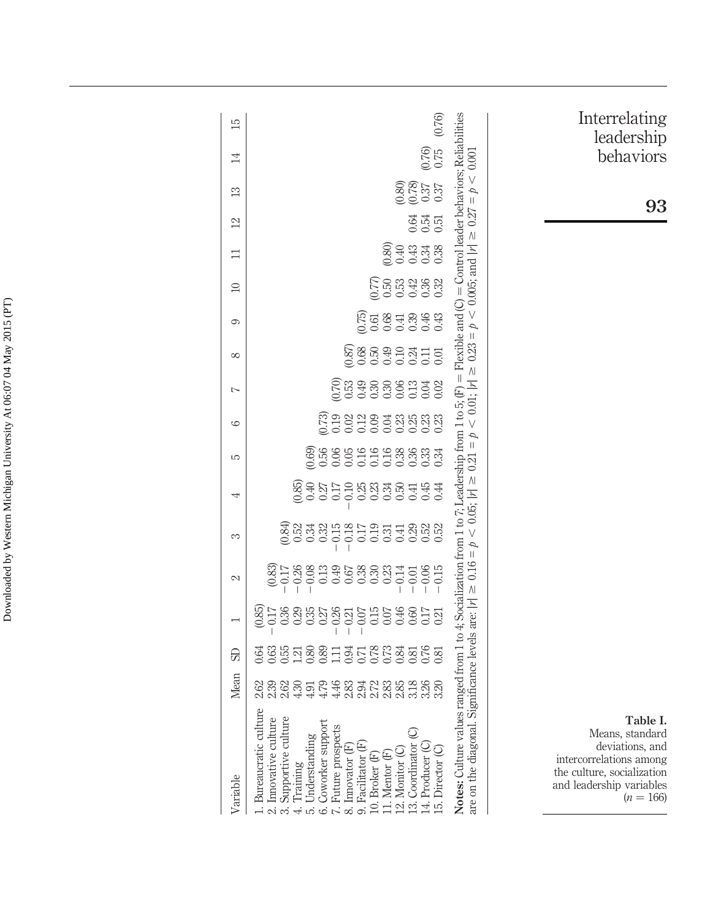**Table I.** Means, standard deviations, and intercorrelations among the culture, socialization and leadership variables ($n = 166$)

| Variable | Mean | SD | 1 | 2 | 3 | 4 | 5 | 6 | 7 | 8 | 9 | 10 | 11 | 12 | 13 | 14 | 15 |
|---|---|---|---|---|---|---|---|---|---|---|---|---|---|---|---|---|---|
| 1. Bureaucratic culture | 2.62 | 0.64 | (0.85) | | | | | | | | | | | | | | |
| 2. Innovative culture | 2.39 | 0.63 | −0.17 | (0.83) | | | | | | | | | | | | | |
| 3. Supportive culture | 2.62 | 0.55 | 0.36 | −0.17 | (0.84) | | | | | | | | | | | | |
| 4. Training | 4.30 | 1.21 | 0.29 | −0.26 | 0.52 | (0.85) | | | | | | | | | | | |
| 5. Understanding | 4.91 | 0.80 | 0.35 | −0.08 | 0.34 | 0.40 | (0.69) | | | | | | | | | | |
| 6. Coworker support | 4.79 | 0.89 | 0.27 | 0.13 | 0.32 | 0.27 | 0.56 | (0.73) | | | | | | | | | |
| 7. Future prospects | 4.46 | 1.11 | −0.26 | 0.49 | −0.15 | 0.17 | 0.06 | 0.19 | (0.70) | | | | | | | | |
| 8. Innovator (F) | 2.83 | 0.94 | −0.21 | 0.67 | −0.18 | −0.10 | 0.05 | 0.02 | 0.53 | (0.87) | | | | | | | |
| 9. Facilitator (F) | 2.94 | 0.71 | −0.07 | 0.38 | 0.17 | 0.25 | 0.16 | 0.12 | 0.49 | 0.68 | (0.75) | | | | | | |
| 10. Broker (F) | 2.72 | 0.78 | 0.15 | 0.30 | 0.19 | 0.23 | 0.16 | 0.09 | 0.30 | 0.50 | 0.61 | (0.77) | | | | | |
| 11. Mentor (F) | 2.83 | 0.73 | 0.07 | 0.23 | 0.31 | 0.34 | 0.16 | 0.04 | 0.30 | 0.49 | 0.68 | 0.50 | (0.80) | | | | |
| 12. Monitor (C) | 2.85 | 0.84 | 0.46 | −0.14 | 0.41 | 0.50 | 0.38 | 0.23 | 0.06 | 0.10 | 0.41 | 0.53 | 0.40 | | | | |
| 13. Coordinator (C) | 3.18 | 0.81 | 0.60 | −0.01 | 0.29 | 0.41 | 0.36 | 0.25 | 0.13 | 0.24 | 0.39 | 0.42 | 0.43 | 0.64 | (0.80) | | |
| 14. Producer (C) | 3.26 | 0.76 | 0.17 | −0.06 | 0.52 | 0.45 | 0.33 | 0.23 | 0.04 | 0.11 | 0.46 | 0.36 | 0.34 | 0.54 | (0.78) | (0.76) | |
| 15. Director (C) | 3.20 | 0.81 | 0.21 | −0.15 | 0.52 | 0.44 | 0.34 | 0.23 | 0.02 | 0.01 | 0.43 | 0.32 | 0.38 | 0.51 | 0.37 | 0.75 | (0.76) |

**Notes:** Culture values ranged from 1 to 4; Socialization from 1 to 7; Leadership from 1 to 5; (F) = Flexible and (C) = Control leader behaviors; Reliabilities are on the diagonal. Significance levels are: $|r| \geq 0.16 = p < 0.05$; $|r| \geq 0.21 = p < 0.01$; $|r| \geq 0.23 = p < 0.005$; and $|r| \geq 0.27 = p < 0.001$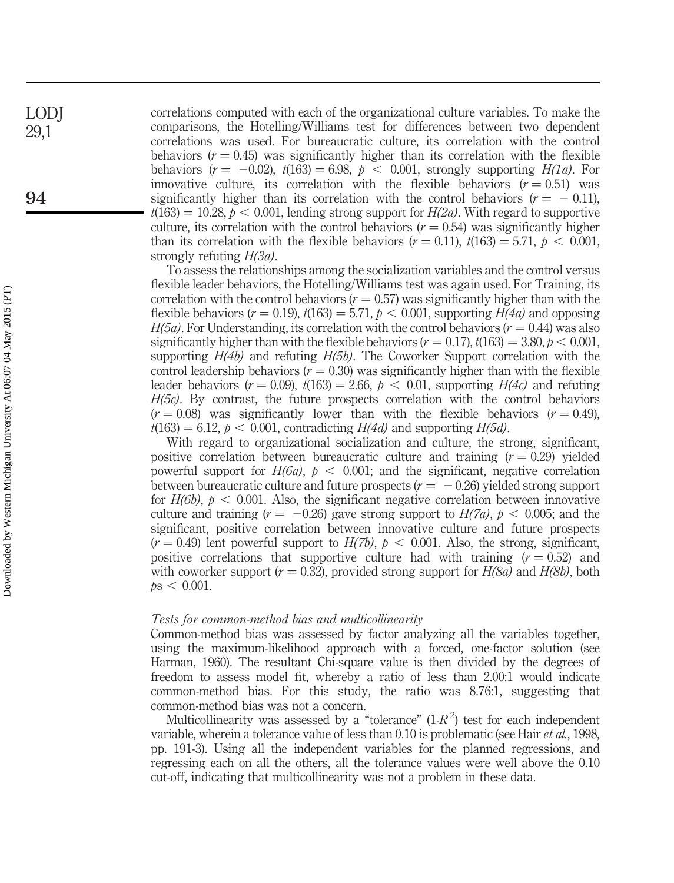correlations computed with each of the organizational culture variables. To make the comparisons, the Hotelling/Williams test for differences between two dependent correlations was used. For bureaucratic culture, its correlation with the control behaviors ($r = 0.45$) was significantly higher than its correlation with the flexible behaviors ($r = -0.02$), $t(163) = 6.98$, $p < 0.001$, strongly supporting *H(1a)*. For innovative culture, its correlation with the flexible behaviors ($r = 0.51$) was significantly higher than its correlation with the control behaviors ($r = -0.11$), $t(163) = 10.28$, $p < 0.001$, lending strong support for *H(2a)*. With regard to supportive culture, its correlation with the control behaviors ($r = 0.54$) was significantly higher than its correlation with the flexible behaviors ($r = 0.11$), $t(163) = 5.71$, $p < 0.001$, strongly refuting *H(3a)*.

To assess the relationships among the socialization variables and the control versus flexible leader behaviors, the Hotelling/Williams test was again used. For Training, its correlation with the control behaviors ($r = 0.57$) was significantly higher than with the flexible behaviors ($r = 0.19$), $t(163) = 5.71$, $p < 0.001$, supporting *H(4a)* and opposing *H(5a)*. For Understanding, its correlation with the control behaviors ($r = 0.44$) was also significantly higher than with the flexible behaviors ($r = 0.17$), $t(163) = 3.80$, $p < 0.001$, supporting *H(4b)* and refuting *H(5b)*. The Coworker Support correlation with the control leadership behaviors ($r = 0.30$) was significantly higher than with the flexible leader behaviors ($r = 0.09$), $t(163) = 2.66$, $p < 0.01$, supporting *H(4c)* and refuting *H(5c)*. By contrast, the future prospects correlation with the control behaviors ($r = 0.08$) was significantly lower than with the flexible behaviors ($r = 0.49$), $t(163) = 6.12$, $p < 0.001$, contradicting *H(4d)* and supporting *H(5d)*.

With regard to organizational socialization and culture, the strong, significant, positive correlation between bureaucratic culture and training ($r = 0.29$) yielded powerful support for *H(6a)*, $p < 0.001$; and the significant, negative correlation between bureaucratic culture and future prospects ($r = -0.26$) yielded strong support for *H(6b)*, $p < 0.001$. Also, the significant negative correlation between innovative culture and training ($r = -0.26$) gave strong support to *H(7a)*, $p < 0.005$; and the significant, positive correlation between innovative culture and future prospects ($r = 0.49$) lent powerful support to *H(7b)*, $p < 0.001$. Also, the strong, significant, positive correlations that supportive culture had with training ($r = 0.52$) and with coworker support ($r = 0.32$), provided strong support for *H(8a)* and *H(8b)*, both $p\text{s} < 0.001$.

### *Tests for common-method bias and multicollinearity*

Common-method bias was assessed by factor analyzing all the variables together, using the maximum-likelihood approach with a forced, one-factor solution (see Harman, 1960). The resultant Chi-square value is then divided by the degrees of freedom to assess model fit, whereby a ratio of less than 2.00:1 would indicate common-method bias. For this study, the ratio was 8.76:1, suggesting that common-method bias was not a concern.

Multicollinearity was assessed by a "tolerance" ($1\text{-}R^2$) test for each independent variable, wherein a tolerance value of less than 0.10 is problematic (see Hair *et al.*, 1998, pp. 191-3). Using all the independent variables for the planned regressions, and regressing each on all the others, all the tolerance values were well above the 0.10 cut-off, indicating that multicollinearity was not a problem in these data.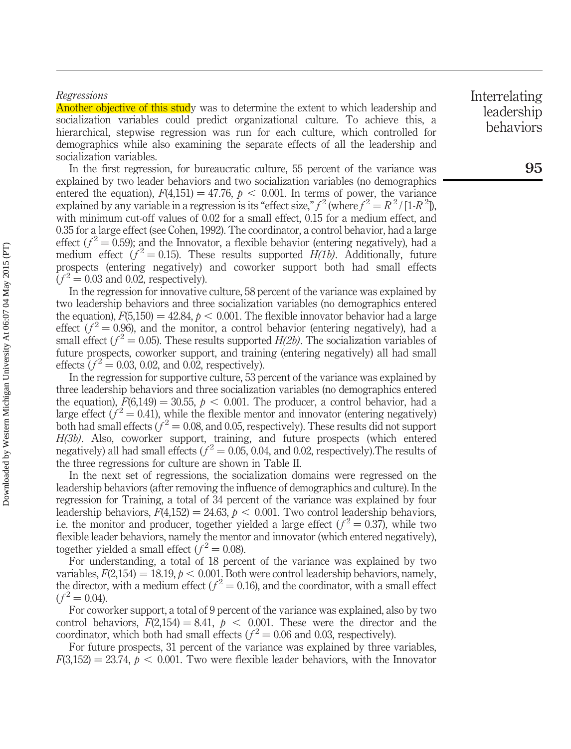### Regressions

Another objective of this study was to determine the extent to which leadership and socialization variables could predict organizational culture. To achieve this, a hierarchical, stepwise regression was run for each culture, which controlled for demographics while also examining the separate effects of all the leadership and socialization variables.

In the first regression, for bureaucratic culture, 55 percent of the variance was explained by two leader behaviors and two socialization variables (no demographics entered the equation), $F(4,151) = 47.76$, $p < 0.001$. In terms of power, the variance explained by any variable in a regression is its "effect size," $f^2$ (where $f^2 = R^2 / [1\text{-}R^2]$), with minimum cut-off values of 0.02 for a small effect, 0.15 for a medium effect, and 0.35 for a large effect (see Cohen, 1992). The coordinator, a control behavior, had a large effect ($f^2 = 0.59$); and the Innovator, a flexible behavior (entering negatively), had a medium effect ($f^2 = 0.15$). These results supported *H(1b)*. Additionally, future prospects (entering negatively) and coworker support both had small effects ($f^2 = 0.03$ and 0.02, respectively).

In the regression for innovative culture, 58 percent of the variance was explained by two leadership behaviors and three socialization variables (no demographics entered the equation), $F(5,150) = 42.84$, $p < 0.001$. The flexible innovator behavior had a large effect ($f^2 = 0.96$), and the monitor, a control behavior (entering negatively), had a small effect ($f^2 = 0.05$). These results supported *H(2b)*. The socialization variables of future prospects, coworker support, and training (entering negatively) all had small effects ($f^2 = 0.03$, 0.02, and 0.02, respectively).

In the regression for supportive culture, 53 percent of the variance was explained by three leadership behaviors and three socialization variables (no demographics entered the equation), $F(6,149) = 30.55$, $p < 0.001$. The producer, a control behavior, had a large effect ($f^2 = 0.41$), while the flexible mentor and innovator (entering negatively) both had small effects ($f^2 = 0.08$, and 0.05, respectively). These results did not support *H(3b)*. Also, coworker support, training, and future prospects (which entered negatively) all had small effects ($f^2 = 0.05$, 0.04, and 0.02, respectively).The results of the three regressions for culture are shown in Table II.

In the next set of regressions, the socialization domains were regressed on the leadership behaviors (after removing the influence of demographics and culture). In the regression for Training, a total of 34 percent of the variance was explained by four leadership behaviors, $F(4,152) = 24.63$, $p < 0.001$. Two control leadership behaviors, i.e. the monitor and producer, together yielded a large effect ($f^2 = 0.37$), while two flexible leader behaviors, namely the mentor and innovator (which entered negatively), together yielded a small effect ($f^2 = 0.08$).

For understanding, a total of 18 percent of the variance was explained by two variables, $F(2,154) = 18.19$, $p < 0.001$. Both were control leadership behaviors, namely, the director, with a medium effect ($f^2 = 0.16$), and the coordinator, with a small effect ($f^2 = 0.04$).

For coworker support, a total of 9 percent of the variance was explained, also by two control behaviors, $F(2,154) = 8.41$, $p < 0.001$. These were the director and the coordinator, which both had small effects ($f^2 = 0.06$ and 0.03, respectively).

For future prospects, 31 percent of the variance was explained by three variables, $F(3,152) = 23.74$, $p < 0.001$. Two were flexible leader behaviors, with the Innovator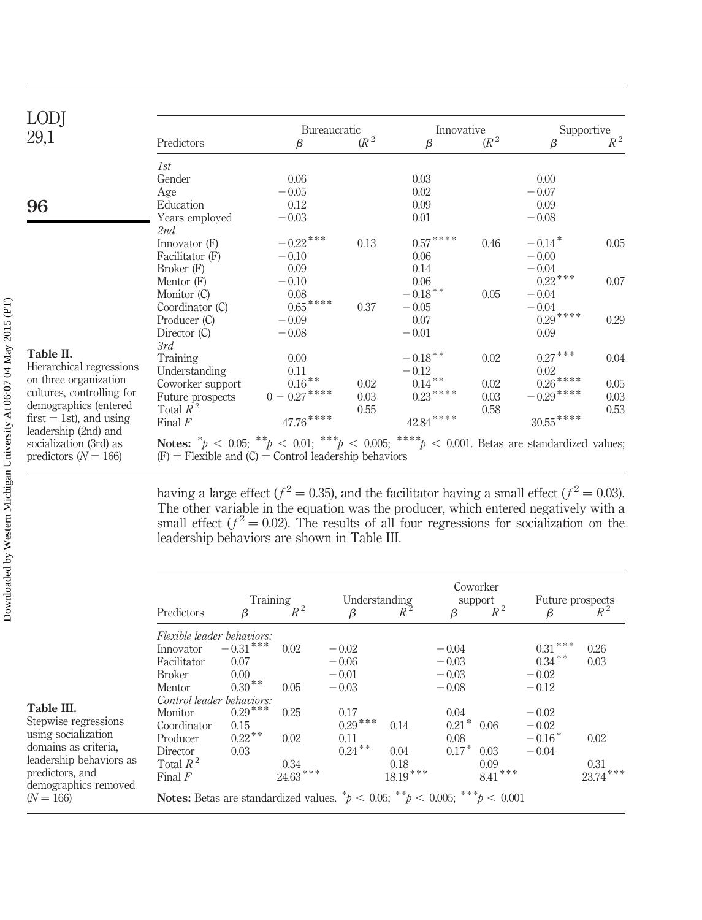**Table II.** Hierarchical regressions on three organization cultures, controlling for demographics (entered first = 1st), and using leadership (2nd) and socialization (3rd) as predictors ($N = 166$)

| Predictors | Bureaucratic $\beta$ | Bureaucratic $(R^2$ | Innovative $\beta$ | Innovative $(R^2$ | Supportive $\beta$ | Supportive $R^2$ |
|---|---|---|---|---|---|---|
| *1st* | | | | | | |
| Gender | 0.06 | | 0.03 | | 0.00 | |
| Age | −0.05 | | 0.02 | | −0.07 | |
| Education | 0.12 | | 0.09 | | 0.09 | |
| Years employed | −0.03 | | 0.01 | | −0.08 | |
| *2nd* | | | | | | |
| Innovator (F) | $-0.22^{***}$ | 0.13 | $0.57^{****}$ | 0.46 | $-0.14^{*}$ | 0.05 |
| Facilitator (F) | −0.10 | | 0.06 | | −0.00 | |
| Broker (F) | 0.09 | | 0.14 | | −0.04 | |
| Mentor (F) | −0.10 | | 0.06 | | $0.22^{***}$ | 0.07 |
| Monitor (C) | 0.08 | | $-0.18^{**}$ | 0.05 | −0.04 | |
| Coordinator (C) | $0.65^{****}$ | 0.37 | −0.05 | | −0.04 | |
| Producer (C) | −0.09 | | 0.07 | | $0.29^{****}$ | 0.29 |
| Director (C) | −0.08 | | −0.01 | | 0.09 | |
| *3rd* | | | | | | |
| Training | 0.00 | | $-0.18^{**}$ | 0.02 | $0.27^{***}$ | 0.04 |
| Understanding | 0.11 | | −0.12 | | 0.02 | |
| Coworker support | $0.16^{**}$ | 0.02 | $0.14^{**}$ | 0.02 | $0.26^{****}$ | 0.05 |
| Future prospects | $0 - 0.27^{****}$ | 0.03 | $0.23^{****}$ | 0.03 | $-0.29^{****}$ | 0.03 |
| Total $R^2$ | | 0.55 | | 0.58 | | 0.53 |
| Final $F$ | $47.76^{****}$ | | $42.84^{****}$ | | $30.55^{****}$ | |

**Notes:** $^{*}p < 0.05$; $^{**}p < 0.01$; $^{***}p < 0.005$; $^{****}p < 0.001$. Betas are standardized values; (F) = Flexible and (C) = Control leadership behaviors

having a large effect ($f^2 = 0.35$), and the facilitator having a small effect ($f^2 = 0.03$). The other variable in the equation was the producer, which entered negatively with a small effect ($f^2 = 0.02$). The results of all four regressions for socialization on the leadership behaviors are shown in Table III.

**Table III.** Stepwise regressions using socialization domains as criteria, leadership behaviors as predictors, and demographics removed ($N = 166$)

| Predictors | Training $\beta$ | Training $R^2$ | Understanding $\beta$ | Understanding $R^2$ | Coworker support $\beta$ | Coworker support $R^2$ | Future prospects $\beta$ | Future prospects $R^2$ |
|---|---|---|---|---|---|---|---|---|
| *Flexible leader behaviors:* | | | | | | | | |
| Innovator | $-0.31^{***}$ | 0.02 | −0.02 | | −0.04 | | $0.31^{***}$ | 0.26 |
| Facilitator | 0.07 | | −0.06 | | −0.03 | | $0.34^{**}$ | 0.03 |
| Broker | 0.00 | | −0.01 | | −0.03 | | −0.02 | |
| Mentor | $0.30^{**}$ | 0.05 | −0.03 | | −0.08 | | −0.12 | |
| *Control leader behaviors:* | | | | | | | | |
| Monitor | $0.29^{***}$ | 0.25 | 0.17 | | 0.04 | | −0.02 | |
| Coordinator | 0.15 | | $0.29^{***}$ | 0.14 | $0.21^{*}$ | 0.06 | −0.02 | |
| Producer | $0.22^{**}$ | 0.02 | 0.11 | | 0.08 | | $-0.16^{*}$ | 0.02 |
| Director | 0.03 | | $0.24^{**}$ | 0.04 | $0.17^{*}$ | 0.03 | −0.04 | |
| Total $R^2$ | | 0.34 | | 0.18 | | 0.09 | | 0.31 |
| Final $F$ | | $24.63^{***}$ | | $18.19^{***}$ | | $8.41^{***}$ | | $23.74^{***}$ |

**Notes:** Betas are standardized values. $^{*}p < 0.05$; $^{**}p < 0.005$; $^{***}p < 0.001$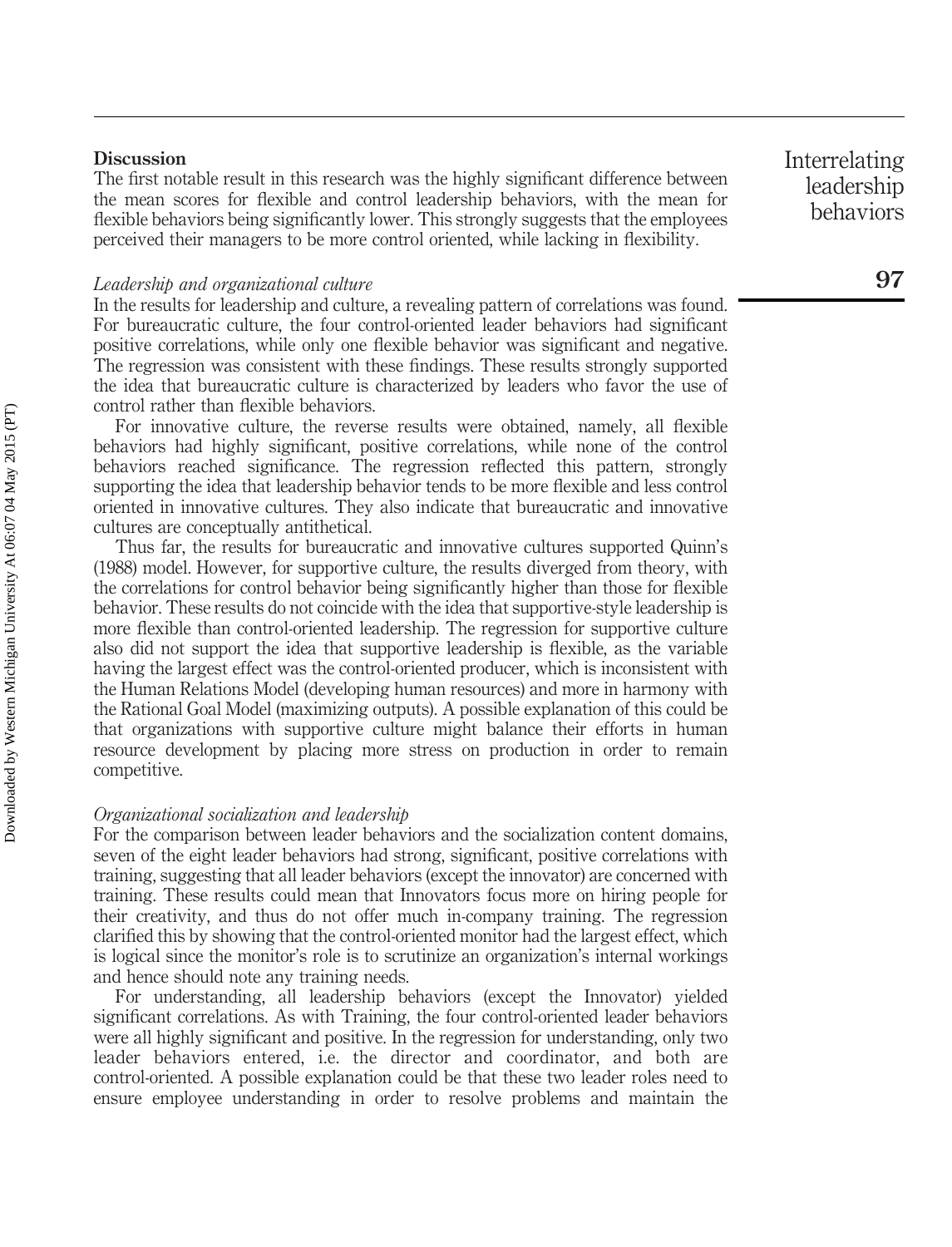## Discussion

The first notable result in this research was the highly significant difference between the mean scores for flexible and control leadership behaviors, with the mean for flexible behaviors being significantly lower. This strongly suggests that the employees perceived their managers to be more control oriented, while lacking in flexibility.

### *Leadership and organizational culture*

In the results for leadership and culture, a revealing pattern of correlations was found. For bureaucratic culture, the four control-oriented leader behaviors had significant positive correlations, while only one flexible behavior was significant and negative. The regression was consistent with these findings. These results strongly supported the idea that bureaucratic culture is characterized by leaders who favor the use of control rather than flexible behaviors.

For innovative culture, the reverse results were obtained, namely, all flexible behaviors had highly significant, positive correlations, while none of the control behaviors reached significance. The regression reflected this pattern, strongly supporting the idea that leadership behavior tends to be more flexible and less control oriented in innovative cultures. They also indicate that bureaucratic and innovative cultures are conceptually antithetical.

Thus far, the results for bureaucratic and innovative cultures supported Quinn's (1988) model. However, for supportive culture, the results diverged from theory, with the correlations for control behavior being significantly higher than those for flexible behavior. These results do not coincide with the idea that supportive-style leadership is more flexible than control-oriented leadership. The regression for supportive culture also did not support the idea that supportive leadership is flexible, as the variable having the largest effect was the control-oriented producer, which is inconsistent with the Human Relations Model (developing human resources) and more in harmony with the Rational Goal Model (maximizing outputs). A possible explanation of this could be that organizations with supportive culture might balance their efforts in human resource development by placing more stress on production in order to remain competitive.

### *Organizational socialization and leadership*

For the comparison between leader behaviors and the socialization content domains, seven of the eight leader behaviors had strong, significant, positive correlations with training, suggesting that all leader behaviors (except the innovator) are concerned with training. These results could mean that Innovators focus more on hiring people for their creativity, and thus do not offer much in-company training. The regression clarified this by showing that the control-oriented monitor had the largest effect, which is logical since the monitor's role is to scrutinize an organization's internal workings and hence should note any training needs.

For understanding, all leadership behaviors (except the Innovator) yielded significant correlations. As with Training, the four control-oriented leader behaviors were all highly significant and positive. In the regression for understanding, only two leader behaviors entered, i.e. the director and coordinator, and both are control-oriented. A possible explanation could be that these two leader roles need to ensure employee understanding in order to resolve problems and maintain the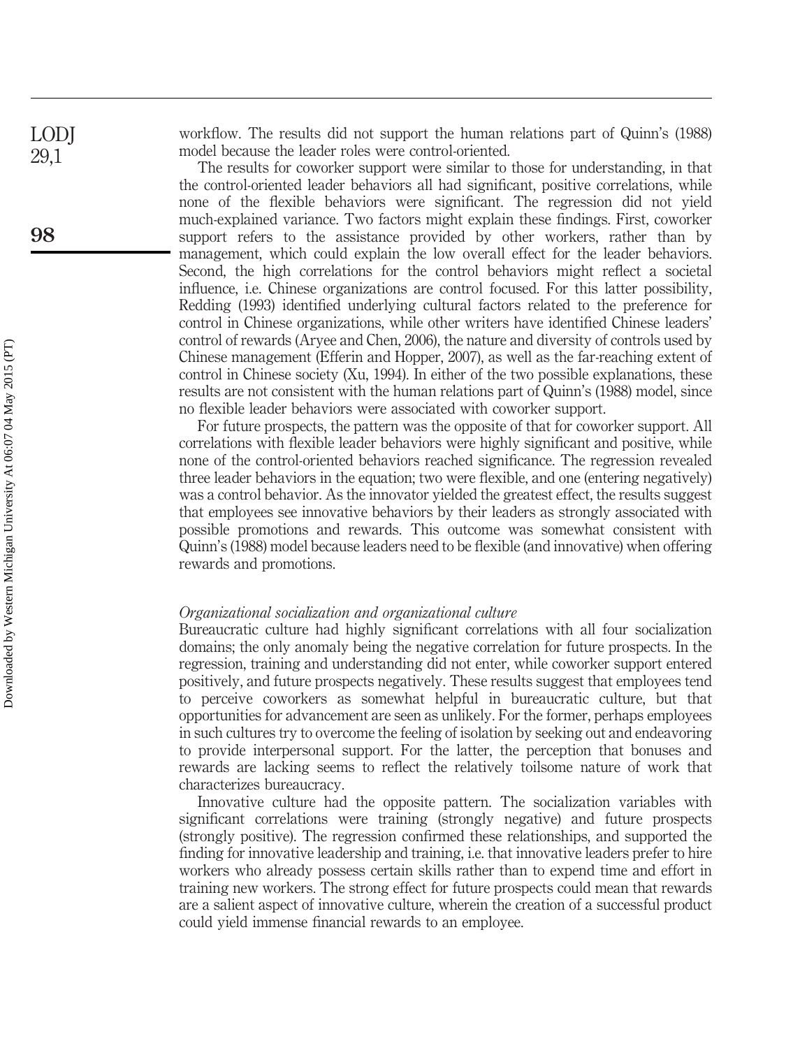workflow. The results did not support the human relations part of Quinn's (1988) model because the leader roles were control-oriented.

The results for coworker support were similar to those for understanding, in that the control-oriented leader behaviors all had significant, positive correlations, while none of the flexible behaviors were significant. The regression did not yield much-explained variance. Two factors might explain these findings. First, coworker support refers to the assistance provided by other workers, rather than by management, which could explain the low overall effect for the leader behaviors. Second, the high correlations for the control behaviors might reflect a societal influence, i.e. Chinese organizations are control focused. For this latter possibility, Redding (1993) identified underlying cultural factors related to the preference for control in Chinese organizations, while other writers have identified Chinese leaders' control of rewards (Aryee and Chen, 2006), the nature and diversity of controls used by Chinese management (Efferin and Hopper, 2007), as well as the far-reaching extent of control in Chinese society (Xu, 1994). In either of the two possible explanations, these results are not consistent with the human relations part of Quinn's (1988) model, since no flexible leader behaviors were associated with coworker support.

For future prospects, the pattern was the opposite of that for coworker support. All correlations with flexible leader behaviors were highly significant and positive, while none of the control-oriented behaviors reached significance. The regression revealed three leader behaviors in the equation; two were flexible, and one (entering negatively) was a control behavior. As the innovator yielded the greatest effect, the results suggest that employees see innovative behaviors by their leaders as strongly associated with possible promotions and rewards. This outcome was somewhat consistent with Quinn's (1988) model because leaders need to be flexible (and innovative) when offering rewards and promotions.

### *Organizational socialization and organizational culture*

Bureaucratic culture had highly significant correlations with all four socialization domains; the only anomaly being the negative correlation for future prospects. In the regression, training and understanding did not enter, while coworker support entered positively, and future prospects negatively. These results suggest that employees tend to perceive coworkers as somewhat helpful in bureaucratic culture, but that opportunities for advancement are seen as unlikely. For the former, perhaps employees in such cultures try to overcome the feeling of isolation by seeking out and endeavoring to provide interpersonal support. For the latter, the perception that bonuses and rewards are lacking seems to reflect the relatively toilsome nature of work that characterizes bureaucracy.

Innovative culture had the opposite pattern. The socialization variables with significant correlations were training (strongly negative) and future prospects (strongly positive). The regression confirmed these relationships, and supported the finding for innovative leadership and training, i.e. that innovative leaders prefer to hire workers who already possess certain skills rather than to expend time and effort in training new workers. The strong effect for future prospects could mean that rewards are a salient aspect of innovative culture, wherein the creation of a successful product could yield immense financial rewards to an employee.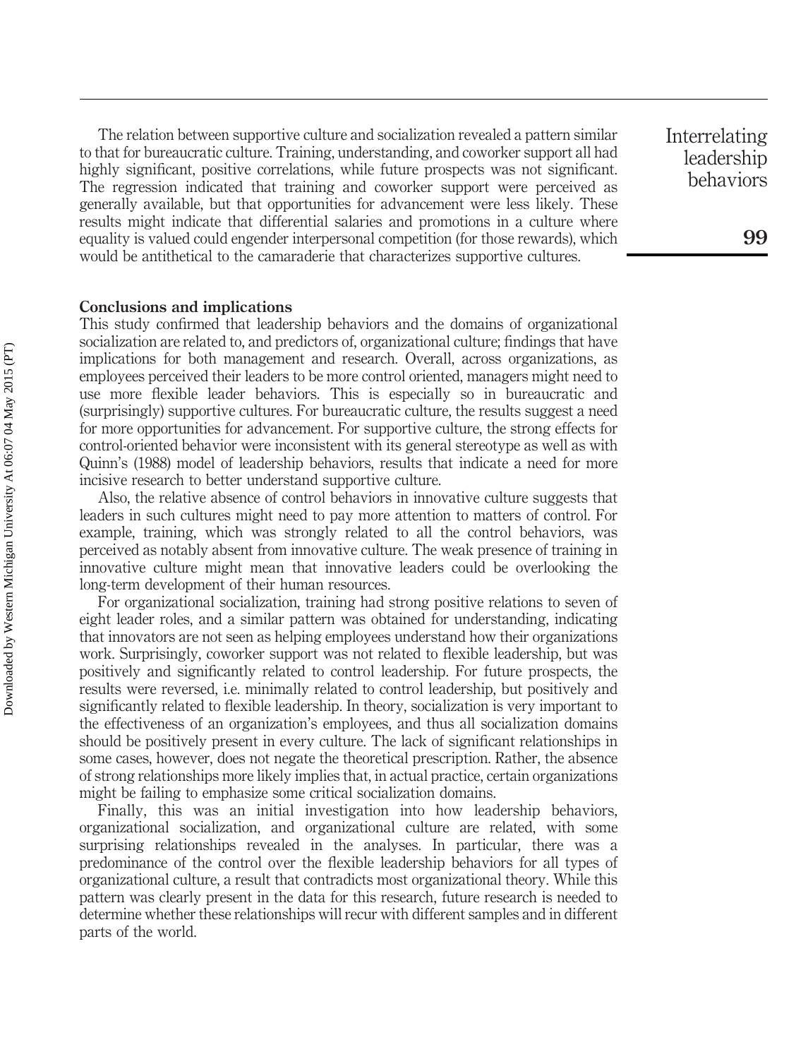The relation between supportive culture and socialization revealed a pattern similar to that for bureaucratic culture. Training, understanding, and coworker support all had highly significant, positive correlations, while future prospects was not significant. The regression indicated that training and coworker support were perceived as generally available, but that opportunities for advancement were less likely. These results might indicate that differential salaries and promotions in a culture where equality is valued could engender interpersonal competition (for those rewards), which would be antithetical to the camaraderie that characterizes supportive cultures.

## Conclusions and implications

This study confirmed that leadership behaviors and the domains of organizational socialization are related to, and predictors of, organizational culture; findings that have implications for both management and research. Overall, across organizations, as employees perceived their leaders to be more control oriented, managers might need to use more flexible leader behaviors. This is especially so in bureaucratic and (surprisingly) supportive cultures. For bureaucratic culture, the results suggest a need for more opportunities for advancement. For supportive culture, the strong effects for control-oriented behavior were inconsistent with its general stereotype as well as with Quinn's (1988) model of leadership behaviors, results that indicate a need for more incisive research to better understand supportive culture.

Also, the relative absence of control behaviors in innovative culture suggests that leaders in such cultures might need to pay more attention to matters of control. For example, training, which was strongly related to all the control behaviors, was perceived as notably absent from innovative culture. The weak presence of training in innovative culture might mean that innovative leaders could be overlooking the long-term development of their human resources.

For organizational socialization, training had strong positive relations to seven of eight leader roles, and a similar pattern was obtained for understanding, indicating that innovators are not seen as helping employees understand how their organizations work. Surprisingly, coworker support was not related to flexible leadership, but was positively and significantly related to control leadership. For future prospects, the results were reversed, i.e. minimally related to control leadership, but positively and significantly related to flexible leadership. In theory, socialization is very important to the effectiveness of an organization's employees, and thus all socialization domains should be positively present in every culture. The lack of significant relationships in some cases, however, does not negate the theoretical prescription. Rather, the absence of strong relationships more likely implies that, in actual practice, certain organizations might be failing to emphasize some critical socialization domains.

Finally, this was an initial investigation into how leadership behaviors, organizational socialization, and organizational culture are related, with some surprising relationships revealed in the analyses. In particular, there was a predominance of the control over the flexible leadership behaviors for all types of organizational culture, a result that contradicts most organizational theory. While this pattern was clearly present in the data for this research, future research is needed to determine whether these relationships will recur with different samples and in different parts of the world.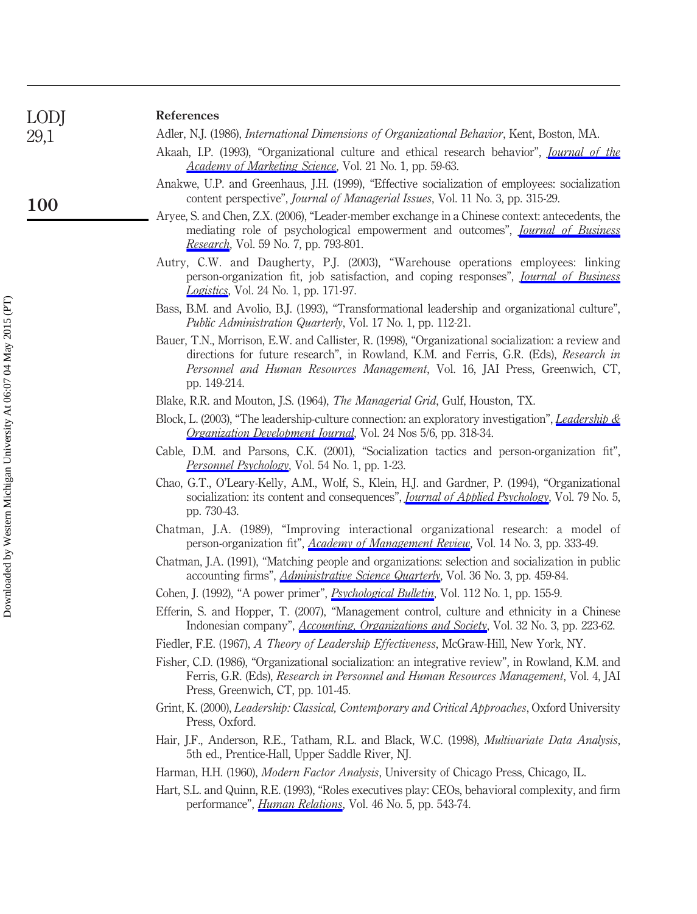## References

Adler, N.J. (1986), *International Dimensions of Organizational Behavior*, Kent, Boston, MA.

Akaah, I.P. (1993), "Organizational culture and ethical research behavior", *Journal of the Academy of Marketing Science*, Vol. 21 No. 1, pp. 59-63.

Anakwe, U.P. and Greenhaus, J.H. (1999), "Effective socialization of employees: socialization content perspective", *Journal of Managerial Issues*, Vol. 11 No. 3, pp. 315-29.

Aryee, S. and Chen, Z.X. (2006), "Leader-member exchange in a Chinese context: antecedents, the mediating role of psychological empowerment and outcomes", *Journal of Business Research*, Vol. 59 No. 7, pp. 793-801.

Autry, C.W. and Daugherty, P.J. (2003), "Warehouse operations employees: linking person-organization fit, job satisfaction, and coping responses", *Journal of Business Logistics*, Vol. 24 No. 1, pp. 171-97.

Bass, B.M. and Avolio, B.J. (1993), "Transformational leadership and organizational culture", *Public Administration Quarterly*, Vol. 17 No. 1, pp. 112-21.

Bauer, T.N., Morrison, E.W. and Callister, R. (1998), "Organizational socialization: a review and directions for future research", in Rowland, K.M. and Ferris, G.R. (Eds), *Research in Personnel and Human Resources Management*, Vol. 16, JAI Press, Greenwich, CT, pp. 149-214.

Blake, R.R. and Mouton, J.S. (1964), *The Managerial Grid*, Gulf, Houston, TX.

Block, L. (2003), "The leadership-culture connection: an exploratory investigation", *Leadership & Organization Development Journal*, Vol. 24 Nos 5/6, pp. 318-34.

Cable, D.M. and Parsons, C.K. (2001), "Socialization tactics and person-organization fit", *Personnel Psychology*, Vol. 54 No. 1, pp. 1-23.

Chao, G.T., O'Leary-Kelly, A.M., Wolf, S., Klein, H.J. and Gardner, P. (1994), "Organizational socialization: its content and consequences", *Journal of Applied Psychology*, Vol. 79 No. 5, pp. 730-43.

Chatman, J.A. (1989), "Improving interactional organizational research: a model of person-organization fit", *Academy of Management Review*, Vol. 14 No. 3, pp. 333-49.

Chatman, J.A. (1991), "Matching people and organizations: selection and socialization in public accounting firms", *Administrative Science Quarterly*, Vol. 36 No. 3, pp. 459-84.

Cohen, J. (1992), "A power primer", *Psychological Bulletin*, Vol. 112 No. 1, pp. 155-9.

Efferin, S. and Hopper, T. (2007), "Management control, culture and ethnicity in a Chinese Indonesian company", *Accounting, Organizations and Society*, Vol. 32 No. 3, pp. 223-62.

Fiedler, F.E. (1967), *A Theory of Leadership Effectiveness*, McGraw-Hill, New York, NY.

Fisher, C.D. (1986), "Organizational socialization: an integrative review", in Rowland, K.M. and Ferris, G.R. (Eds), *Research in Personnel and Human Resources Management*, Vol. 4, JAI Press, Greenwich, CT, pp. 101-45.

Grint, K. (2000), *Leadership: Classical, Contemporary and Critical Approaches*, Oxford University Press, Oxford.

Hair, J.F., Anderson, R.E., Tatham, R.L. and Black, W.C. (1998), *Multivariate Data Analysis*, 5th ed., Prentice-Hall, Upper Saddle River, NJ.

Harman, H.H. (1960), *Modern Factor Analysis*, University of Chicago Press, Chicago, IL.

Hart, S.L. and Quinn, R.E. (1993), "Roles executives play: CEOs, behavioral complexity, and firm performance", *Human Relations*, Vol. 46 No. 5, pp. 543-74.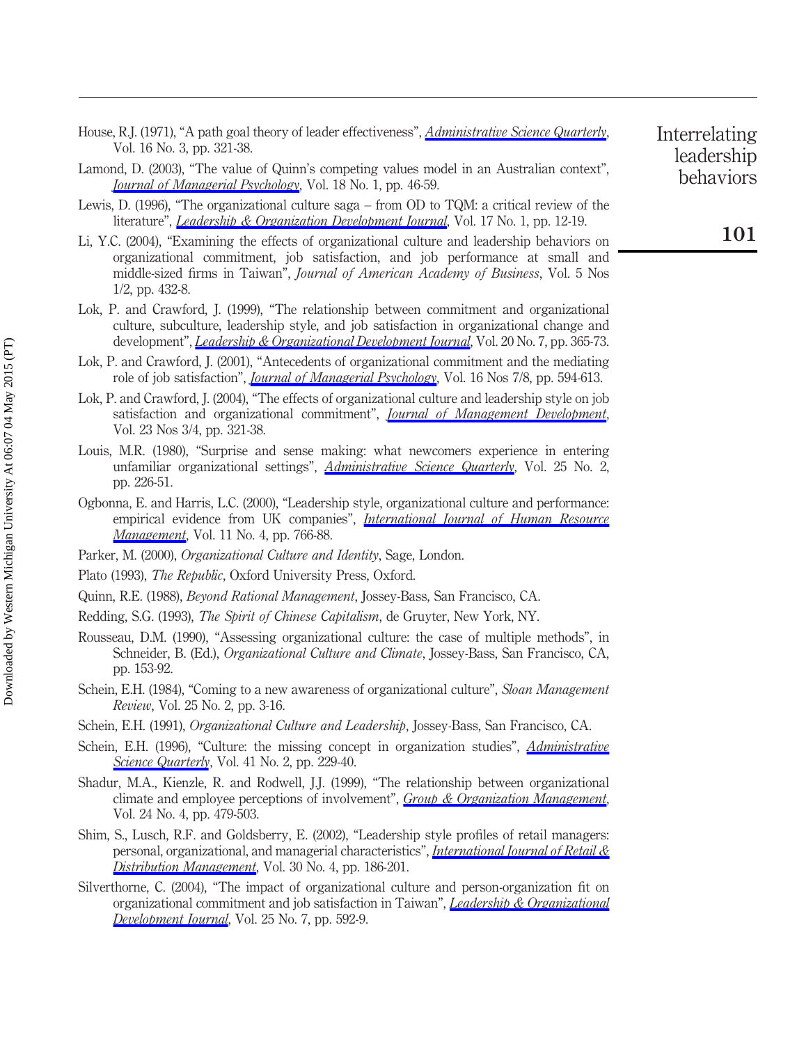House, R.J. (1971), "A path goal theory of leader effectiveness", *Administrative Science Quarterly*, Vol. 16 No. 3, pp. 321-38.

Lamond, D. (2003), "The value of Quinn's competing values model in an Australian context", *Journal of Managerial Psychology*, Vol. 18 No. 1, pp. 46-59.

Lewis, D. (1996), "The organizational culture saga – from OD to TQM: a critical review of the literature", *Leadership & Organization Development Journal*, Vol. 17 No. 1, pp. 12-19.

Li, Y.C. (2004), "Examining the effects of organizational culture and leadership behaviors on organizational commitment, job satisfaction, and job performance at small and middle-sized firms in Taiwan", *Journal of American Academy of Business*, Vol. 5 Nos 1/2, pp. 432-8.

Lok, P. and Crawford, J. (1999), "The relationship between commitment and organizational culture, subculture, leadership style, and job satisfaction in organizational change and development", *Leadership & Organizational Development Journal*, Vol. 20 No. 7, pp. 365-73.

Lok, P. and Crawford, J. (2001), "Antecedents of organizational commitment and the mediating role of job satisfaction", *Journal of Managerial Psychology*, Vol. 16 Nos 7/8, pp. 594-613.

Lok, P. and Crawford, J. (2004), "The effects of organizational culture and leadership style on job satisfaction and organizational commitment", *Journal of Management Development*, Vol. 23 Nos 3/4, pp. 321-38.

Louis, M.R. (1980), "Surprise and sense making: what newcomers experience in entering unfamiliar organizational settings", *Administrative Science Quarterly*, Vol. 25 No. 2, pp. 226-51.

Ogbonna, E. and Harris, L.C. (2000), "Leadership style, organizational culture and performance: empirical evidence from UK companies", *International Journal of Human Resource Management*, Vol. 11 No. 4, pp. 766-88.

Parker, M. (2000), *Organizational Culture and Identity*, Sage, London.

Plato (1993), *The Republic*, Oxford University Press, Oxford.

Quinn, R.E. (1988), *Beyond Rational Management*, Jossey-Bass, San Francisco, CA.

Redding, S.G. (1993), *The Spirit of Chinese Capitalism*, de Gruyter, New York, NY.

Rousseau, D.M. (1990), "Assessing organizational culture: the case of multiple methods", in Schneider, B. (Ed.), *Organizational Culture and Climate*, Jossey-Bass, San Francisco, CA, pp. 153-92.

Schein, E.H. (1984), "Coming to a new awareness of organizational culture", *Sloan Management Review*, Vol. 25 No. 2, pp. 3-16.

Schein, E.H. (1991), *Organizational Culture and Leadership*, Jossey-Bass, San Francisco, CA.

Schein, E.H. (1996), "Culture: the missing concept in organization studies", *Administrative Science Quarterly*, Vol. 41 No. 2, pp. 229-40.

Shadur, M.A., Kienzle, R. and Rodwell, J.J. (1999), "The relationship between organizational climate and employee perceptions of involvement", *Group & Organization Management*, Vol. 24 No. 4, pp. 479-503.

Shim, S., Lusch, R.F. and Goldsberry, E. (2002), "Leadership style profiles of retail managers: personal, organizational, and managerial characteristics", *International Journal of Retail & Distribution Management*, Vol. 30 No. 4, pp. 186-201.

Silverthorne, C. (2004), "The impact of organizational culture and person-organization fit on organizational commitment and job satisfaction in Taiwan", *Leadership & Organizational Development Journal*, Vol. 25 No. 7, pp. 592-9.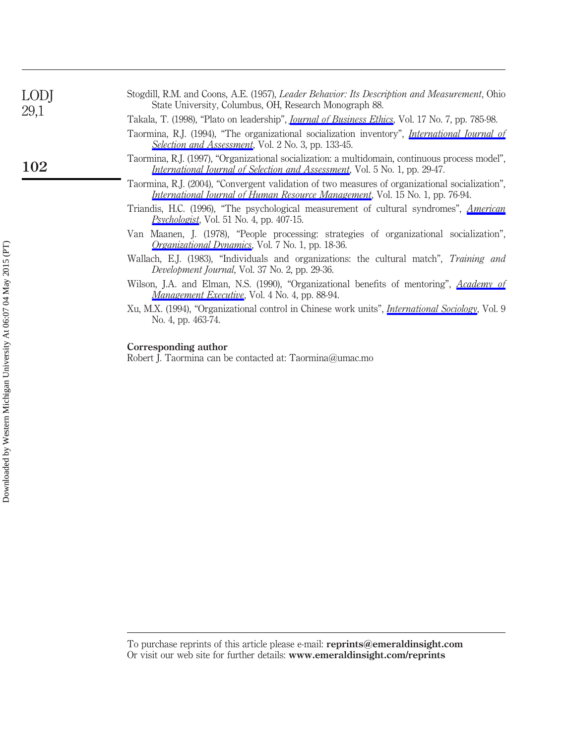Stogdill, R.M. and Coons, A.E. (1957), *Leader Behavior: Its Description and Measurement*, Ohio State University, Columbus, OH, Research Monograph 88.

Takala, T. (1998), "Plato on leadership", *Journal of Business Ethics*, Vol. 17 No. 7, pp. 785-98.

Taormina, R.J. (1994), "The organizational socialization inventory", *International Journal of Selection and Assessment*, Vol. 2 No. 3, pp. 133-45.

Taormina, R.J. (1997), "Organizational socialization: a multidomain, continuous process model", *International Journal of Selection and Assessment*, Vol. 5 No. 1, pp. 29-47.

Taormina, R.J. (2004), "Convergent validation of two measures of organizational socialization", *International Journal of Human Resource Management*, Vol. 15 No. 1, pp. 76-94.

Triandis, H.C. (1996), "The psychological measurement of cultural syndromes", *American Psychologist*, Vol. 51 No. 4, pp. 407-15.

Van Maanen, J. (1978), "People processing: strategies of organizational socialization", *Organizational Dynamics*, Vol. 7 No. 1, pp. 18-36.

Wallach, E.J. (1983), "Individuals and organizations: the cultural match", *Training and Development Journal*, Vol. 37 No. 2, pp. 29-36.

Wilson, J.A. and Elman, N.S. (1990), "Organizational benefits of mentoring", *Academy of Management Executive*, Vol. 4 No. 4, pp. 88-94.

Xu, M.X. (1994), "Organizational control in Chinese work units", *International Sociology*, Vol. 9 No. 4, pp. 463-74.

**Corresponding author**

Robert J. Taormina can be contacted at: Taormina@umac.mo

To purchase reprints of this article please e-mail: **reprints@emeraldinsight.com**
Or visit our web site for further details: **www.emeraldinsight.com/reprints**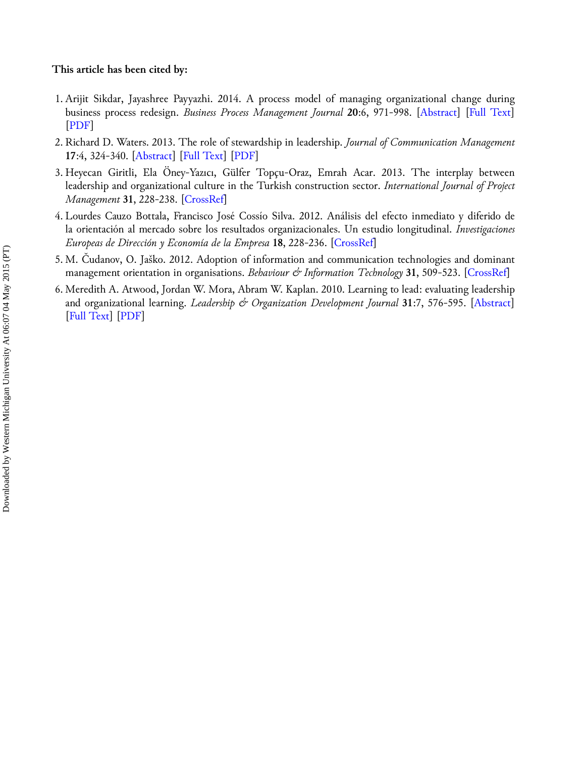**This article has been cited by:**

1. Arijit Sikdar, Jayashree Payyazhi. 2014. A process model of managing organizational change during business process redesign. *Business Process Management Journal* **20**:6, 971-998. [Abstract] [Full Text] [PDF]
2. Richard D. Waters. 2013. The role of stewardship in leadership. *Journal of Communication Management* **17**:4, 324-340. [Abstract] [Full Text] [PDF]
3. Heyecan Giritli, Ela Öney-Yazıcı, Gülfer Topçu-Oraz, Emrah Acar. 2013. The interplay between leadership and organizational culture in the Turkish construction sector. *International Journal of Project Management* **31**, 228-238. [CrossRef]
4. Lourdes Cauzo Bottala, Francisco José Cossío Silva. 2012. Análisis del efecto inmediato y diferido de la orientación al mercado sobre los resultados organizacionales. Un estudio longitudinal. *Investigaciones Europeas de Dirección y Economía de la Empresa* **18**, 228-236. [CrossRef]
5. M. Čudanov, O. Jaško. 2012. Adoption of information and communication technologies and dominant management orientation in organisations. *Behaviour & Information Technology* **31**, 509-523. [CrossRef]
6. Meredith A. Atwood, Jordan W. Mora, Abram W. Kaplan. 2010. Learning to lead: evaluating leadership and organizational learning. *Leadership & Organization Development Journal* **31**:7, 576-595. [Abstract] [Full Text] [PDF]